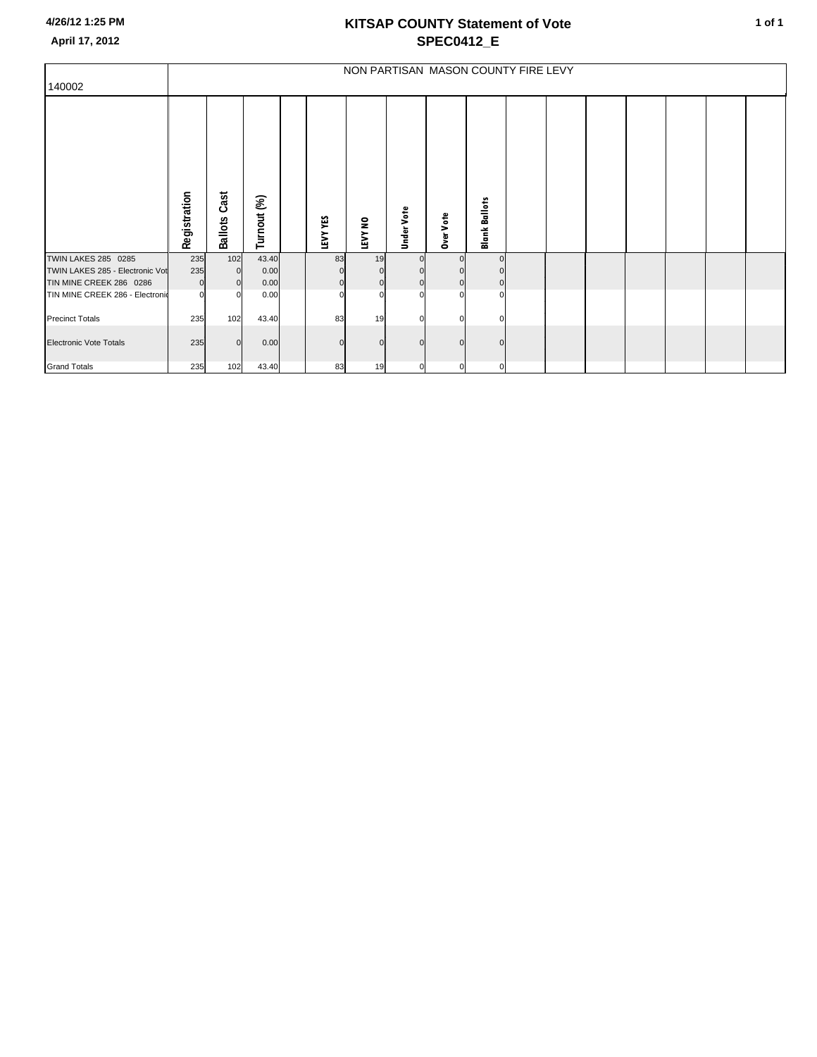April 17, 2012

# KITSAP COUNTY Statement of Vote

## SPEC0412_E

| 140002 | NON PARTISAN MASON COUNTY FIRE LEVY | | | | | | | | |
|---|---|---|---|---|---|---|---|---|---|
| | Registration | Ballots Cast | Turnout (%) | | LEVY YES | LEVY NO | Under Vote | Over Vote | Blank Ballots |
| TWIN LAKES 285 0285 | 235 | 102 | 43.40 | | 83 | 19 | 0 | 0 | 0 |
| TWIN LAKES 285 - Electronic Vot | 235 | 0 | 0.00 | | 0 | 0 | 0 | 0 | 0 |
| TIN MINE CREEK 286 0286 | 0 | 0 | 0.00 | | 0 | 0 | 0 | 0 | 0 |
| TIN MINE CREEK 286 - Electronic | 0 | 0 | 0.00 | | 0 | 0 | 0 | 0 | 0 |
| Precinct Totals | 235 | 102 | 43.40 | | 83 | 19 | 0 | 0 | 0 |
| Electronic Vote Totals | 235 | 0 | 0.00 | | 0 | 0 | 0 | 0 | 0 |
| Grand Totals | 235 | 102 | 43.40 | | 83 | 19 | 0 | 0 | 0 |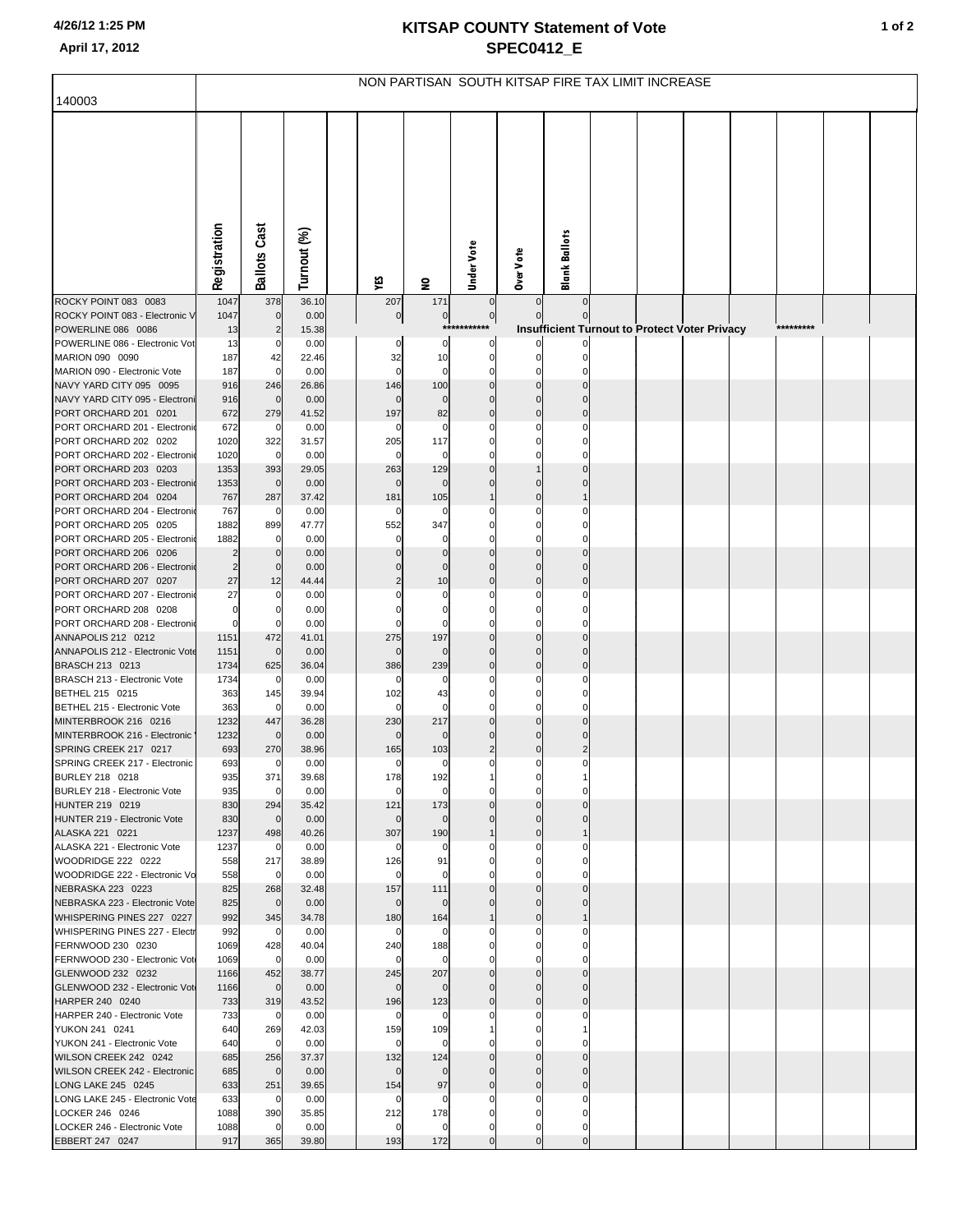# KITSAP COUNTY Statement of Vote

## SPEC0412_E

4/26/12 1:25 PM

April 17, 2012

140003

NON PARTISAN SOUTH KITSAP FIRE TAX LIMIT INCREASE

| | Registration | Ballots Cast | Turnout (%) | YES | NO | Under Vote | Over Vote | Blank Ballots |
|---|---|---|---|---|---|---|---|---|
| ROCKY POINT 083 0083 | 1047 | 378 | 36.10 | 207 | 171 | 0 | 0 | 0 |
| ROCKY POINT 083 - Electronic V | 1047 | 0 | 0.00 | 0 | 0 | 0 | 0 | 0 |
| POWERLINE 086 0086 | 13 | 2 | 15.38 | | | *********** | Insufficient Turnout to Protect Voter Privacy | ********* |
| POWERLINE 086 - Electronic Vot | 13 | 0 | 0.00 | 0 | 0 | 0 | 0 | 0 |
| MARION 090 0090 | 187 | 42 | 22.46 | 32 | 10 | 0 | 0 | 0 |
| MARION 090 - Electronic Vote | 187 | 0 | 0.00 | 0 | 0 | 0 | 0 | 0 |
| NAVY YARD CITY 095 0095 | 916 | 246 | 26.86 | 146 | 100 | 0 | 0 | 0 |
| NAVY YARD CITY 095 - Electroni | 916 | 0 | 0.00 | 0 | 0 | 0 | 0 | 0 |
| PORT ORCHARD 201 0201 | 672 | 279 | 41.52 | 197 | 82 | 0 | 0 | 0 |
| PORT ORCHARD 201 - Electronic | 672 | 0 | 0.00 | 0 | 0 | 0 | 0 | 0 |
| PORT ORCHARD 202 0202 | 1020 | 322 | 31.57 | 205 | 117 | 0 | 0 | 0 |
| PORT ORCHARD 202 - Electronic | 1020 | 0 | 0.00 | 0 | 0 | 0 | 0 | 0 |
| PORT ORCHARD 203 0203 | 1353 | 393 | 29.05 | 263 | 129 | 0 | 1 | 0 |
| PORT ORCHARD 203 - Electronic | 1353 | 0 | 0.00 | 0 | 0 | 0 | 0 | 0 |
| PORT ORCHARD 204 0204 | 767 | 287 | 37.42 | 181 | 105 | 1 | 0 | 1 |
| PORT ORCHARD 204 - Electronic | 767 | 0 | 0.00 | 0 | 0 | 0 | 0 | 0 |
| PORT ORCHARD 205 0205 | 1882 | 899 | 47.77 | 552 | 347 | 0 | 0 | 0 |
| PORT ORCHARD 205 - Electronic | 1882 | 0 | 0.00 | 0 | 0 | 0 | 0 | 0 |
| PORT ORCHARD 206 0206 | 2 | 0 | 0.00 | 0 | 0 | 0 | 0 | 0 |
| PORT ORCHARD 206 - Electronic | 2 | 0 | 0.00 | 0 | 0 | 0 | 0 | 0 |
| PORT ORCHARD 207 0207 | 27 | 12 | 44.44 | 2 | 10 | 0 | 0 | 0 |
| PORT ORCHARD 207 - Electronic | 27 | 0 | 0.00 | 0 | 0 | 0 | 0 | 0 |
| PORT ORCHARD 208 0208 | 0 | 0 | 0.00 | 0 | 0 | 0 | 0 | 0 |
| PORT ORCHARD 208 - Electronic | 0 | 0 | 0.00 | 0 | 0 | 0 | 0 | 0 |
| ANNAPOLIS 212 0212 | 1151 | 472 | 41.01 | 275 | 197 | 0 | 0 | 0 |
| ANNAPOLIS 212 - Electronic Vote | 1151 | 0 | 0.00 | 0 | 0 | 0 | 0 | 0 |
| BRASCH 213 0213 | 1734 | 625 | 36.04 | 386 | 239 | 0 | 0 | 0 |
| BRASCH 213 - Electronic Vote | 1734 | 0 | 0.00 | 0 | 0 | 0 | 0 | 0 |
| BETHEL 215 0215 | 363 | 145 | 39.94 | 102 | 43 | 0 | 0 | 0 |
| BETHEL 215 - Electronic Vote | 363 | 0 | 0.00 | 0 | 0 | 0 | 0 | 0 |
| MINTERBROOK 216 0216 | 1232 | 447 | 36.28 | 230 | 217 | 0 | 0 | 0 |
| MINTERBROOK 216 - Electronic | 1232 | 0 | 0.00 | 0 | 0 | 0 | 0 | 0 |
| SPRING CREEK 217 0217 | 693 | 270 | 38.96 | 165 | 103 | 2 | 0 | 2 |
| SPRING CREEK 217 - Electronic | 693 | 0 | 0.00 | 0 | 0 | 0 | 0 | 0 |
| BURLEY 218 0218 | 935 | 371 | 39.68 | 178 | 192 | 1 | 0 | 1 |
| BURLEY 218 - Electronic Vote | 935 | 0 | 0.00 | 0 | 0 | 0 | 0 | 0 |
| HUNTER 219 0219 | 830 | 294 | 35.42 | 121 | 173 | 0 | 0 | 0 |
| HUNTER 219 - Electronic Vote | 830 | 0 | 0.00 | 0 | 0 | 0 | 0 | 0 |
| ALASKA 221 0221 | 1237 | 498 | 40.26 | 307 | 190 | 1 | 0 | 1 |
| ALASKA 221 - Electronic Vote | 1237 | 0 | 0.00 | 0 | 0 | 0 | 0 | 0 |
| WOODRIDGE 222 0222 | 558 | 217 | 38.89 | 126 | 91 | 0 | 0 | 0 |
| WOODRIDGE 222 - Electronic Vo | 558 | 0 | 0.00 | 0 | 0 | 0 | 0 | 0 |
| NEBRASKA 223 0223 | 825 | 268 | 32.48 | 157 | 111 | 0 | 0 | 0 |
| NEBRASKA 223 - Electronic Vote | 825 | 0 | 0.00 | 0 | 0 | 0 | 0 | 0 |
| WHISPERING PINES 227 0227 | 992 | 345 | 34.78 | 180 | 164 | 1 | 0 | 1 |
| WHISPERING PINES 227 - Electr | 992 | 0 | 0.00 | 0 | 0 | 0 | 0 | 0 |
| FERNWOOD 230 0230 | 1069 | 428 | 40.04 | 240 | 188 | 0 | 0 | 0 |
| FERNWOOD 230 - Electronic Vot | 1069 | 0 | 0.00 | 0 | 0 | 0 | 0 | 0 |
| GLENWOOD 232 0232 | 1166 | 452 | 38.77 | 245 | 207 | 0 | 0 | 0 |
| GLENWOOD 232 - Electronic Vot | 1166 | 0 | 0.00 | 0 | 0 | 0 | 0 | 0 |
| HARPER 240 0240 | 733 | 319 | 43.52 | 196 | 123 | 0 | 0 | 0 |
| HARPER 240 - Electronic Vote | 733 | 0 | 0.00 | 0 | 0 | 0 | 0 | 0 |
| YUKON 241 0241 | 640 | 269 | 42.03 | 159 | 109 | 1 | 0 | 1 |
| YUKON 241 - Electronic Vote | 640 | 0 | 0.00 | 0 | 0 | 0 | 0 | 0 |
| WILSON CREEK 242 0242 | 685 | 256 | 37.37 | 132 | 124 | 0 | 0 | 0 |
| WILSON CREEK 242 - Electronic | 685 | 0 | 0.00 | 0 | 0 | 0 | 0 | 0 |
| LONG LAKE 245 0245 | 633 | 251 | 39.65 | 154 | 97 | 0 | 0 | 0 |
| LONG LAKE 245 - Electronic Vote | 633 | 0 | 0.00 | 0 | 0 | 0 | 0 | 0 |
| LOCKER 246 0246 | 1088 | 390 | 35.85 | 212 | 178 | 0 | 0 | 0 |
| LOCKER 246 - Electronic Vote | 1088 | 0 | 0.00 | 0 | 0 | 0 | 0 | 0 |
| EBBERT 247 0247 | 917 | 365 | 39.80 | 193 | 172 | 0 | 0 | 0 |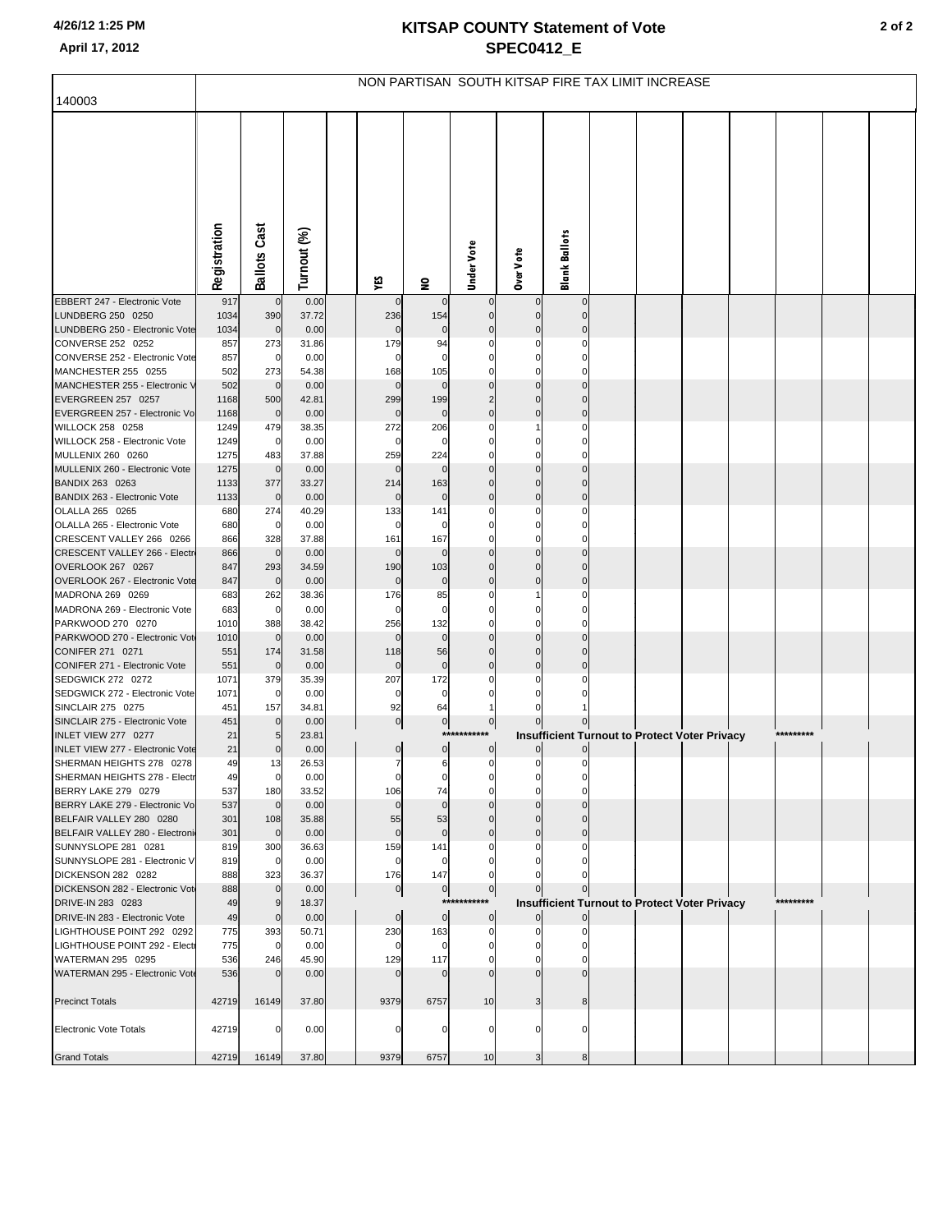**KITSAP COUNTY Statement of Vote**

**SPEC0412_E**

4/26/12 1:25 PM

April 17, 2012

## NON PARTISAN SOUTH KITSAP FIRE TAX LIMIT INCREASE

140003

| | Registration | Ballots Cast | Turnout (%) | YES | NO | Under Vote | Over Vote | Blank Ballots |
|---|---|---|---|---|---|---|---|---|
| EBBERT 247 - Electronic Vote | 917 | 0 | 0.00 | 0 | 0 | 0 | 0 | 0 |
| LUNDBERG 250 0250 | 1034 | 390 | 37.72 | 236 | 154 | 0 | 0 | 0 |
| LUNDBERG 250 - Electronic Vote | 1034 | 0 | 0.00 | 0 | 0 | 0 | 0 | 0 |
| CONVERSE 252 0252 | 857 | 273 | 31.86 | 179 | 94 | 0 | 0 | 0 |
| CONVERSE 252 - Electronic Vote | 857 | 0 | 0.00 | 0 | 0 | 0 | 0 | 0 |
| MANCHESTER 255 0255 | 502 | 273 | 54.38 | 168 | 105 | 0 | 0 | 0 |
| MANCHESTER 255 - Electronic V | 502 | 0 | 0.00 | 0 | 0 | 0 | 0 | 0 |
| EVERGREEN 257 0257 | 1168 | 500 | 42.81 | 299 | 199 | 2 | 0 | 0 |
| EVERGREEN 257 - Electronic Vo | 1168 | 0 | 0.00 | 0 | 0 | 0 | 0 | 0 |
| WILLOCK 258 0258 | 1249 | 479 | 38.35 | 272 | 206 | 0 | 1 | 0 |
| WILLOCK 258 - Electronic Vote | 1249 | 0 | 0.00 | 0 | 0 | 0 | 0 | 0 |
| MULLENIX 260 0260 | 1275 | 483 | 37.88 | 259 | 224 | 0 | 0 | 0 |
| MULLENIX 260 - Electronic Vote | 1275 | 0 | 0.00 | 0 | 0 | 0 | 0 | 0 |
| BANDIX 263 0263 | 1133 | 377 | 33.27 | 214 | 163 | 0 | 0 | 0 |
| BANDIX 263 - Electronic Vote | 1133 | 0 | 0.00 | 0 | 0 | 0 | 0 | 0 |
| OLALLA 265 0265 | 680 | 274 | 40.29 | 133 | 141 | 0 | 0 | 0 |
| OLALLA 265 - Electronic Vote | 680 | 0 | 0.00 | 0 | 0 | 0 | 0 | 0 |
| CRESCENT VALLEY 266 0266 | 866 | 328 | 37.88 | 161 | 167 | 0 | 0 | 0 |
| CRESCENT VALLEY 266 - Electr | 866 | 0 | 0.00 | 0 | 0 | 0 | 0 | 0 |
| OVERLOOK 267 0267 | 847 | 293 | 34.59 | 190 | 103 | 0 | 0 | 0 |
| OVERLOOK 267 - Electronic Vote | 847 | 0 | 0.00 | 0 | 0 | 0 | 0 | 0 |
| MADRONA 269 0269 | 683 | 262 | 38.36 | 176 | 85 | 0 | 1 | 0 |
| MADRONA 269 - Electronic Vote | 683 | 0 | 0.00 | 0 | 0 | 0 | 0 | 0 |
| PARKWOOD 270 0270 | 1010 | 388 | 38.42 | 256 | 132 | 0 | 0 | 0 |
| PARKWOOD 270 - Electronic Vote | 1010 | 0 | 0.00 | 0 | 0 | 0 | 0 | 0 |
| CONIFER 271 0271 | 551 | 174 | 31.58 | 118 | 56 | 0 | 0 | 0 |
| CONIFER 271 - Electronic Vote | 551 | 0 | 0.00 | 0 | 0 | 0 | 0 | 0 |
| SEDGWICK 272 0272 | 1071 | 379 | 35.39 | 207 | 172 | 0 | 0 | 0 |
| SEDGWICK 272 - Electronic Vote | 1071 | 0 | 0.00 | 0 | 0 | 0 | 0 | 0 |
| SINCLAIR 275 0275 | 451 | 157 | 34.81 | 92 | 64 | 1 | 0 | 1 |
| SINCLAIR 275 - Electronic Vote | 451 | 0 | 0.00 | 0 | 0 | 0 | 0 | 0 |
| INLET VIEW 277 0277 | 21 | 5 | 23.81 | *********** | | **Insufficient Turnout to Protect Voter Privacy** | | ********* |
| INLET VIEW 277 - Electronic Vote | 21 | 0 | 0.00 | 0 | 0 | 0 | 0 | 0 |
| SHERMAN HEIGHTS 278 0278 | 49 | 13 | 26.53 | 7 | 6 | 0 | 0 | 0 |
| SHERMAN HEIGHTS 278 - Electr | 49 | 0 | 0.00 | 0 | 0 | 0 | 0 | 0 |
| BERRY LAKE 279 0279 | 537 | 180 | 33.52 | 106 | 74 | 0 | 0 | 0 |
| BERRY LAKE 279 - Electronic Vo | 537 | 0 | 0.00 | 0 | 0 | 0 | 0 | 0 |
| BELFAIR VALLEY 280 0280 | 301 | 108 | 35.88 | 55 | 53 | 0 | 0 | 0 |
| BELFAIR VALLEY 280 - Electroni | 301 | 0 | 0.00 | 0 | 0 | 0 | 0 | 0 |
| SUNNYSLOPE 281 0281 | 819 | 300 | 36.63 | 159 | 141 | 0 | 0 | 0 |
| SUNNYSLOPE 281 - Electronic V | 819 | 0 | 0.00 | 0 | 0 | 0 | 0 | 0 |
| DICKENSON 282 0282 | 888 | 323 | 36.37 | 176 | 147 | 0 | 0 | 0 |
| DICKENSON 282 - Electronic Vote | 888 | 0 | 0.00 | 0 | 0 | 0 | 0 | 0 |
| DRIVE-IN 283 0283 | 49 | 9 | 18.37 | *********** | | **Insufficient Turnout to Protect Voter Privacy** | | ********* |
| DRIVE-IN 283 - Electronic Vote | 49 | 0 | 0.00 | 0 | 0 | 0 | 0 | 0 |
| LIGHTHOUSE POINT 292 0292 | 775 | 393 | 50.71 | 230 | 163 | 0 | 0 | 0 |
| LIGHTHOUSE POINT 292 - Electr | 775 | 0 | 0.00 | 0 | 0 | 0 | 0 | 0 |
| WATERMAN 295 0295 | 536 | 246 | 45.90 | 129 | 117 | 0 | 0 | 0 |
| WATERMAN 295 - Electronic Vote | 536 | 0 | 0.00 | 0 | 0 | 0 | 0 | 0 |
| Precinct Totals | 42719 | 16149 | 37.80 | 9379 | 6757 | 10 | 3 | 8 |
| Electronic Vote Totals | 42719 | 0 | 0.00 | 0 | 0 | 0 | 0 | 0 |
| Grand Totals | 42719 | 16149 | 37.80 | 9379 | 6757 | 10 | 3 | 8 |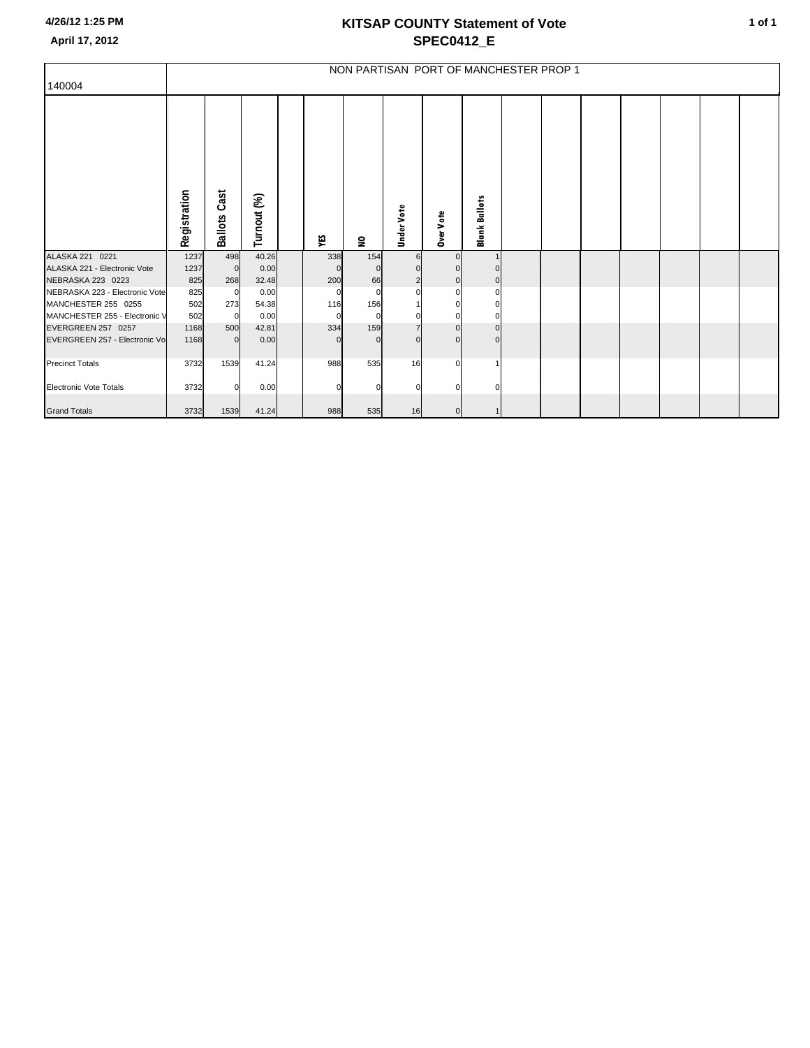4/26/12 1:25 PM

April 17, 2012

# KITSAP COUNTY Statement of Vote
## SPEC0412_E

| 140004 | NON PARTISAN PORT OF MANCHESTER PROP 1 | | | | | | | | |
|---|---|---|---|---|---|---|---|---|---|
| | Registration | Ballots Cast | Turnout (%) | | YES | NO | Under Vote | Over Vote | Blank Ballots |
| ALASKA 221 0221 | 1237 | 498 | 40.26 | | 338 | 154 | 6 | 0 | 1 |
| ALASKA 221 - Electronic Vote | 1237 | 0 | 0.00 | | 0 | 0 | 0 | 0 | 0 |
| NEBRASKA 223 0223 | 825 | 268 | 32.48 | | 200 | 66 | 2 | 0 | 0 |
| NEBRASKA 223 - Electronic Vote | 825 | 0 | 0.00 | | 0 | 0 | 0 | 0 | 0 |
| MANCHESTER 255 0255 | 502 | 273 | 54.38 | | 116 | 156 | 1 | 0 | 0 |
| MANCHESTER 255 - Electronic V | 502 | 0 | 0.00 | | 0 | 0 | 0 | 0 | 0 |
| EVERGREEN 257 0257 | 1168 | 500 | 42.81 | | 334 | 159 | 7 | 0 | 0 |
| EVERGREEN 257 - Electronic Vo | 1168 | 0 | 0.00 | | 0 | 0 | 0 | 0 | 0 |
| Precinct Totals | 3732 | 1539 | 41.24 | | 988 | 535 | 16 | 0 | 1 |
| Electronic Vote Totals | 3732 | 0 | 0.00 | | 0 | 0 | 0 | 0 | 0 |
| Grand Totals | 3732 | 1539 | 41.24 | | 988 | 535 | 16 | 0 | 1 |